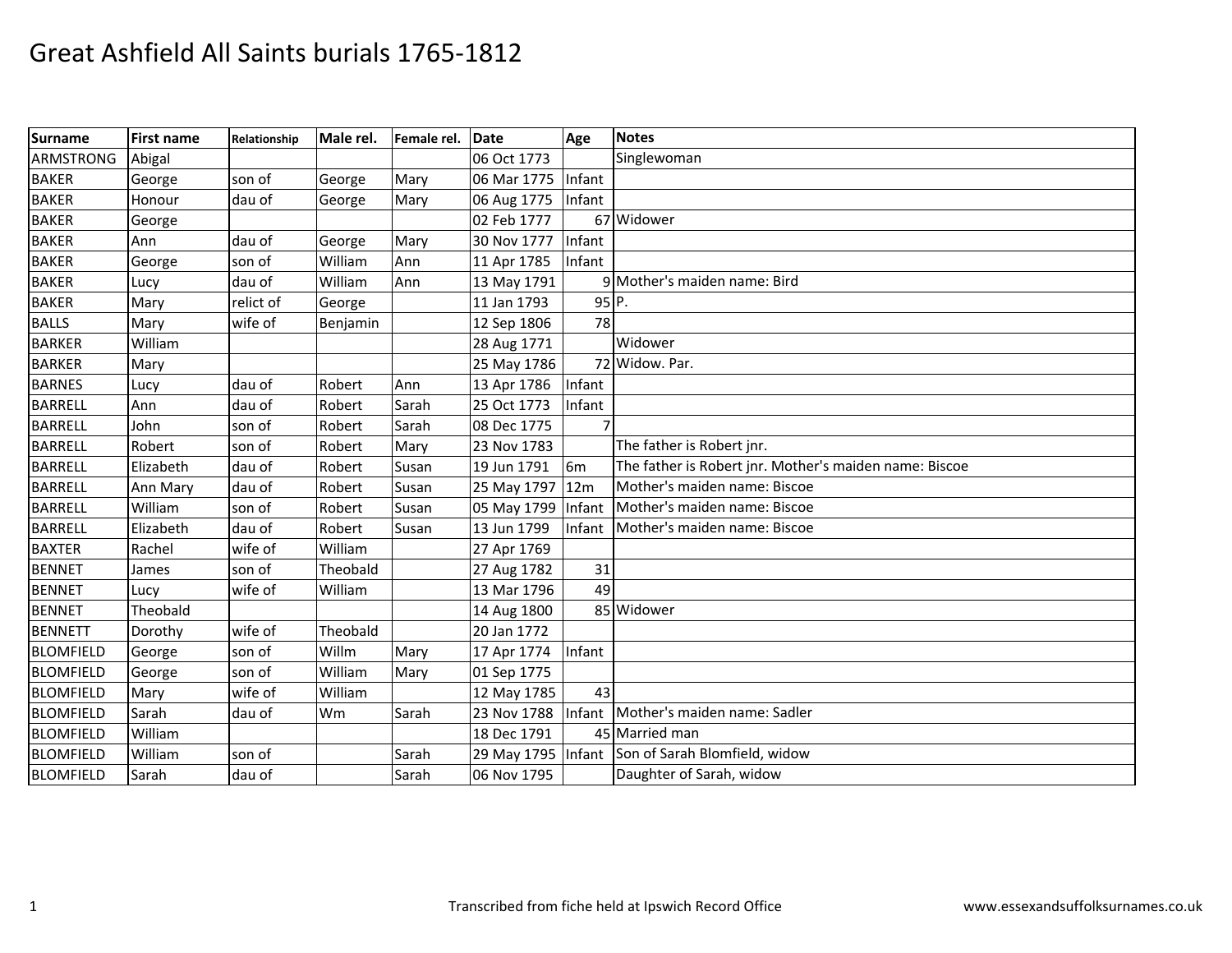# Great Ashfield All Saints burials 1765-1812

| Surname | First name | Relationship | Male rel. | Female rel. | Date | Age | Notes |
|---|---|---|---|---|---|---|---|
| ARMSTRONG | Abigal | | | | 06 Oct 1773 | | Singlewoman |
| BAKER | George | son of | George | Mary | 06 Mar 1775 | Infant | |
| BAKER | Honour | dau of | George | Mary | 06 Aug 1775 | Infant | |
| BAKER | George | | | | 02 Feb 1777 | 67 | Widower |
| BAKER | Ann | dau of | George | Mary | 30 Nov 1777 | Infant | |
| BAKER | George | son of | William | Ann | 11 Apr 1785 | Infant | |
| BAKER | Lucy | dau of | William | Ann | 13 May 1791 | 9 | Mother's maiden name: Bird |
| BAKER | Mary | relict of | George | | 11 Jan 1793 | 95 | P. |
| BALLS | Mary | wife of | Benjamin | | 12 Sep 1806 | 78 | |
| BARKER | William | | | | 28 Aug 1771 | | Widower |
| BARKER | Mary | | | | 25 May 1786 | 72 | Widow. Par. |
| BARNES | Lucy | dau of | Robert | Ann | 13 Apr 1786 | Infant | |
| BARRELL | Ann | dau of | Robert | Sarah | 25 Oct 1773 | Infant | |
| BARRELL | John | son of | Robert | Sarah | 08 Dec 1775 | 7 | |
| BARRELL | Robert | son of | Robert | Mary | 23 Nov 1783 | | The father is Robert jnr. |
| BARRELL | Elizabeth | dau of | Robert | Susan | 19 Jun 1791 | 6m | The father is Robert jnr. Mother's maiden name: Biscoe |
| BARRELL | Ann Mary | dau of | Robert | Susan | 25 May 1797 | 12m | Mother's maiden name: Biscoe |
| BARRELL | William | son of | Robert | Susan | 05 May 1799 | Infant | Mother's maiden name: Biscoe |
| BARRELL | Elizabeth | dau of | Robert | Susan | 13 Jun 1799 | Infant | Mother's maiden name: Biscoe |
| BAXTER | Rachel | wife of | William | | 27 Apr 1769 | | |
| BENNET | James | son of | Theobald | | 27 Aug 1782 | 31 | |
| BENNET | Lucy | wife of | William | | 13 Mar 1796 | 49 | |
| BENNET | Theobald | | | | 14 Aug 1800 | 85 | Widower |
| BENNETT | Dorothy | wife of | Theobald | | 20 Jan 1772 | | |
| BLOMFIELD | George | son of | Willm | Mary | 17 Apr 1774 | Infant | |
| BLOMFIELD | George | son of | William | Mary | 01 Sep 1775 | | |
| BLOMFIELD | Mary | wife of | William | | 12 May 1785 | 43 | |
| BLOMFIELD | Sarah | dau of | Wm | Sarah | 23 Nov 1788 | Infant | Mother's maiden name: Sadler |
| BLOMFIELD | William | | | | 18 Dec 1791 | 45 | Married man |
| BLOMFIELD | William | son of | | Sarah | 29 May 1795 | Infant | Son of Sarah Blomfield, widow |
| BLOMFIELD | Sarah | dau of | | Sarah | 06 Nov 1795 | | Daughter of Sarah, widow |

Transcribed from fiche held at Ipswich Record Office

www.essexandsuffolksurnames.co.uk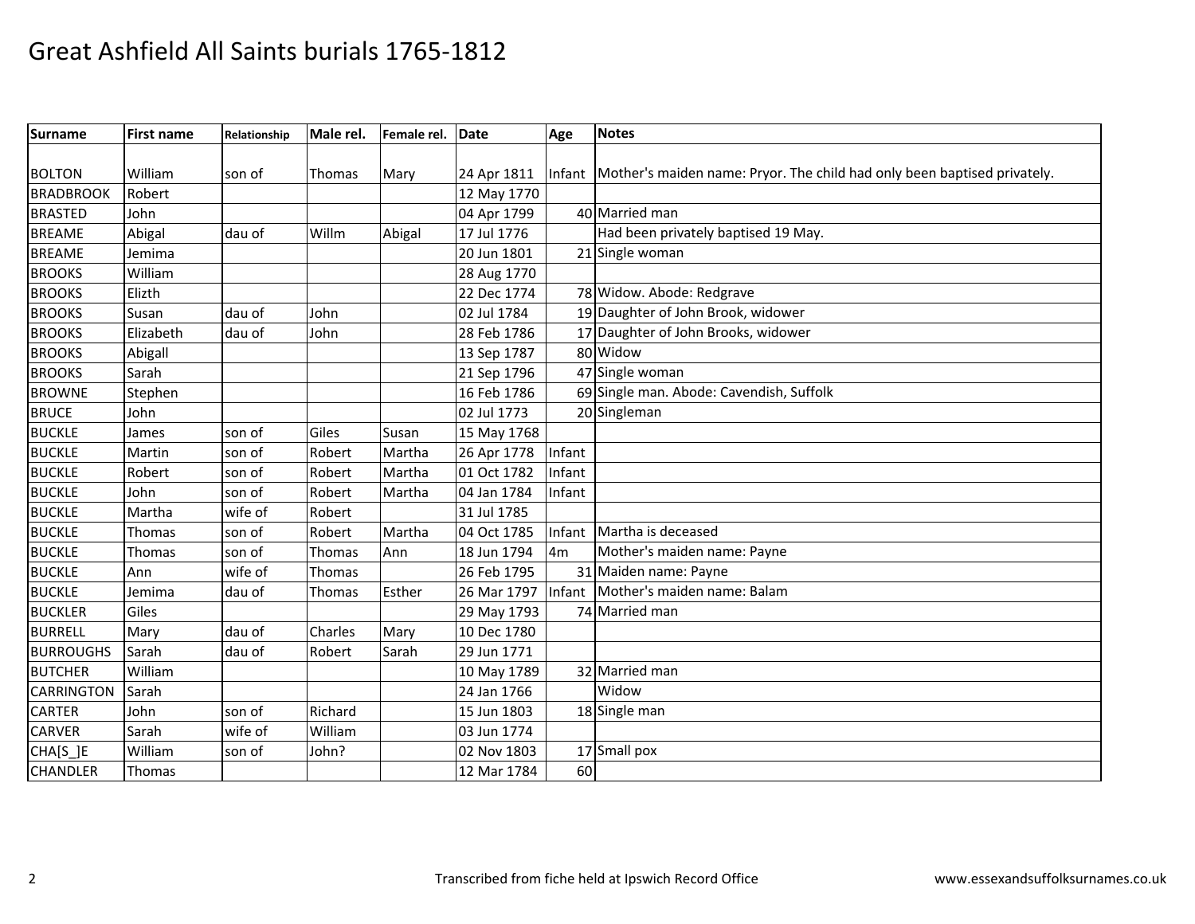# Great Ashfield All Saints burials 1765-1812

| Surname | First name | Relationship | Male rel. | Female rel. | Date | Age | Notes |
|---|---|---|---|---|---|---|---|
| BOLTON | William | son of | Thomas | Mary | 24 Apr 1811 | Infant | Mother's maiden name: Pryor. The child had only been baptised privately. |
| BRADBROOK | Robert | | | | 12 May 1770 | | |
| BRASTED | John | | | | 04 Apr 1799 | 40 | Married man |
| BREAME | Abigal | dau of | Willm | Abigal | 17 Jul 1776 | | Had been privately baptised 19 May. |
| BREAME | Jemima | | | | 20 Jun 1801 | 21 | Single woman |
| BROOKS | William | | | | 28 Aug 1770 | | |
| BROOKS | Elizth | | | | 22 Dec 1774 | 78 | Widow. Abode: Redgrave |
| BROOKS | Susan | dau of | John | | 02 Jul 1784 | 19 | Daughter of John Brook, widower |
| BROOKS | Elizabeth | dau of | John | | 28 Feb 1786 | 17 | Daughter of John Brooks, widower |
| BROOKS | Abigall | | | | 13 Sep 1787 | 80 | Widow |
| BROOKS | Sarah | | | | 21 Sep 1796 | 47 | Single woman |
| BROWNE | Stephen | | | | 16 Feb 1786 | 69 | Single man. Abode: Cavendish, Suffolk |
| BRUCE | John | | | | 02 Jul 1773 | 20 | Singleman |
| BUCKLE | James | son of | Giles | Susan | 15 May 1768 | | |
| BUCKLE | Martin | son of | Robert | Martha | 26 Apr 1778 | Infant | |
| BUCKLE | Robert | son of | Robert | Martha | 01 Oct 1782 | Infant | |
| BUCKLE | John | son of | Robert | Martha | 04 Jan 1784 | Infant | |
| BUCKLE | Martha | wife of | Robert | | 31 Jul 1785 | | |
| BUCKLE | Thomas | son of | Robert | Martha | 04 Oct 1785 | Infant | Martha is deceased |
| BUCKLE | Thomas | son of | Thomas | Ann | 18 Jun 1794 | 4m | Mother's maiden name: Payne |
| BUCKLE | Ann | wife of | Thomas | | 26 Feb 1795 | 31 | Maiden name: Payne |
| BUCKLE | Jemima | dau of | Thomas | Esther | 26 Mar 1797 | Infant | Mother's maiden name: Balam |
| BUCKLER | Giles | | | | 29 May 1793 | 74 | Married man |
| BURRELL | Mary | dau of | Charles | Mary | 10 Dec 1780 | | |
| BURROUGHS | Sarah | dau of | Robert | Sarah | 29 Jun 1771 | | |
| BUTCHER | William | | | | 10 May 1789 | 32 | Married man |
| CARRINGTON | Sarah | | | | 24 Jan 1766 | | Widow |
| CARTER | John | son of | Richard | | 15 Jun 1803 | 18 | Single man |
| CARVER | Sarah | wife of | William | | 03 Jun 1774 | | |
| CHA[S_]E | William | son of | John? | | 02 Nov 1803 | 17 | Small pox |
| CHANDLER | Thomas | | | | 12 Mar 1784 | 60 | |

Transcribed from fiche held at Ipswich Record Office

www.essexandsuffolksurnames.co.uk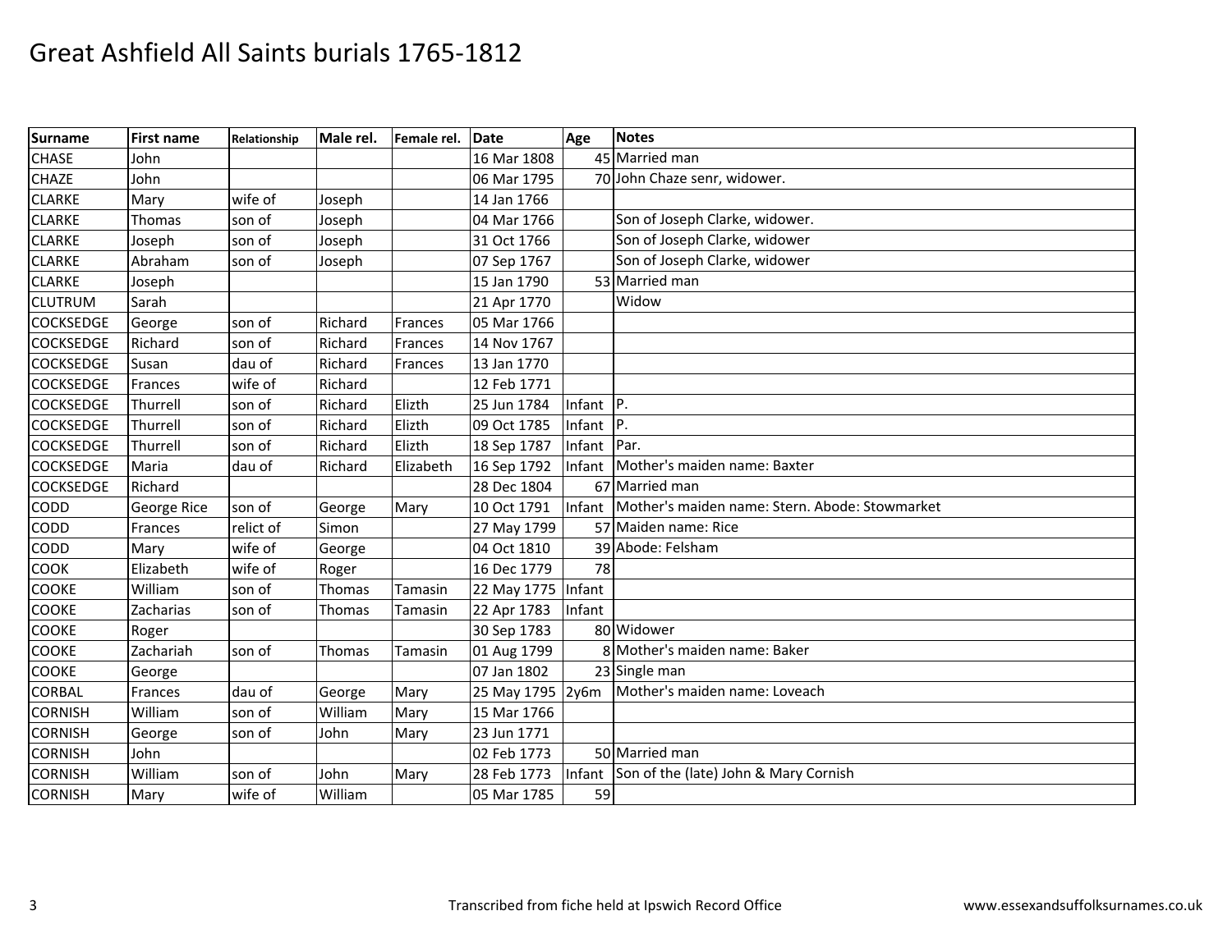# Great Ashfield All Saints burials 1765-1812

| Surname | First name | Relationship | Male rel. | Female rel. | Date | Age | Notes |
|---|---|---|---|---|---|---|---|
| CHASE | John | | | | 16 Mar 1808 | 45 | Married man |
| CHAZE | John | | | | 06 Mar 1795 | 70 | John Chaze senr, widower. |
| CLARKE | Mary | wife of | Joseph | | 14 Jan 1766 | | |
| CLARKE | Thomas | son of | Joseph | | 04 Mar 1766 | | Son of Joseph Clarke, widower. |
| CLARKE | Joseph | son of | Joseph | | 31 Oct 1766 | | Son of Joseph Clarke, widower |
| CLARKE | Abraham | son of | Joseph | | 07 Sep 1767 | | Son of Joseph Clarke, widower |
| CLARKE | Joseph | | | | 15 Jan 1790 | 53 | Married man |
| CLUTRUM | Sarah | | | | 21 Apr 1770 | | Widow |
| COCKSEDGE | George | son of | Richard | Frances | 05 Mar 1766 | | |
| COCKSEDGE | Richard | son of | Richard | Frances | 14 Nov 1767 | | |
| COCKSEDGE | Susan | dau of | Richard | Frances | 13 Jan 1770 | | |
| COCKSEDGE | Frances | wife of | Richard | | 12 Feb 1771 | | |
| COCKSEDGE | Thurrell | son of | Richard | Elizth | 25 Jun 1784 | Infant | P. |
| COCKSEDGE | Thurrell | son of | Richard | Elizth | 09 Oct 1785 | Infant | P. |
| COCKSEDGE | Thurrell | son of | Richard | Elizth | 18 Sep 1787 | Infant | Par. |
| COCKSEDGE | Maria | dau of | Richard | Elizabeth | 16 Sep 1792 | Infant | Mother's maiden name: Baxter |
| COCKSEDGE | Richard | | | | 28 Dec 1804 | 67 | Married man |
| CODD | George Rice | son of | George | Mary | 10 Oct 1791 | Infant | Mother's maiden name: Stern. Abode: Stowmarket |
| CODD | Frances | relict of | Simon | | 27 May 1799 | 57 | Maiden name: Rice |
| CODD | Mary | wife of | George | | 04 Oct 1810 | 39 | Abode: Felsham |
| COOK | Elizabeth | wife of | Roger | | 16 Dec 1779 | 78 | |
| COOKE | William | son of | Thomas | Tamasin | 22 May 1775 | Infant | |
| COOKE | Zacharias | son of | Thomas | Tamasin | 22 Apr 1783 | Infant | |
| COOKE | Roger | | | | 30 Sep 1783 | 80 | Widower |
| COOKE | Zachariah | son of | Thomas | Tamasin | 01 Aug 1799 | 8 | Mother's maiden name: Baker |
| COOKE | George | | | | 07 Jan 1802 | 23 | Single man |
| CORBAL | Frances | dau of | George | Mary | 25 May 1795 | 2y6m | Mother's maiden name: Loveach |
| CORNISH | William | son of | William | Mary | 15 Mar 1766 | | |
| CORNISH | George | son of | John | Mary | 23 Jun 1771 | | |
| CORNISH | John | | | | 02 Feb 1773 | 50 | Married man |
| CORNISH | William | son of | John | Mary | 28 Feb 1773 | Infant | Son of the (late) John & Mary Cornish |
| CORNISH | Mary | wife of | William | | 05 Mar 1785 | 59 | |

Transcribed from fiche held at Ipswich Record Office | www.essexandsuffolksurnames.co.uk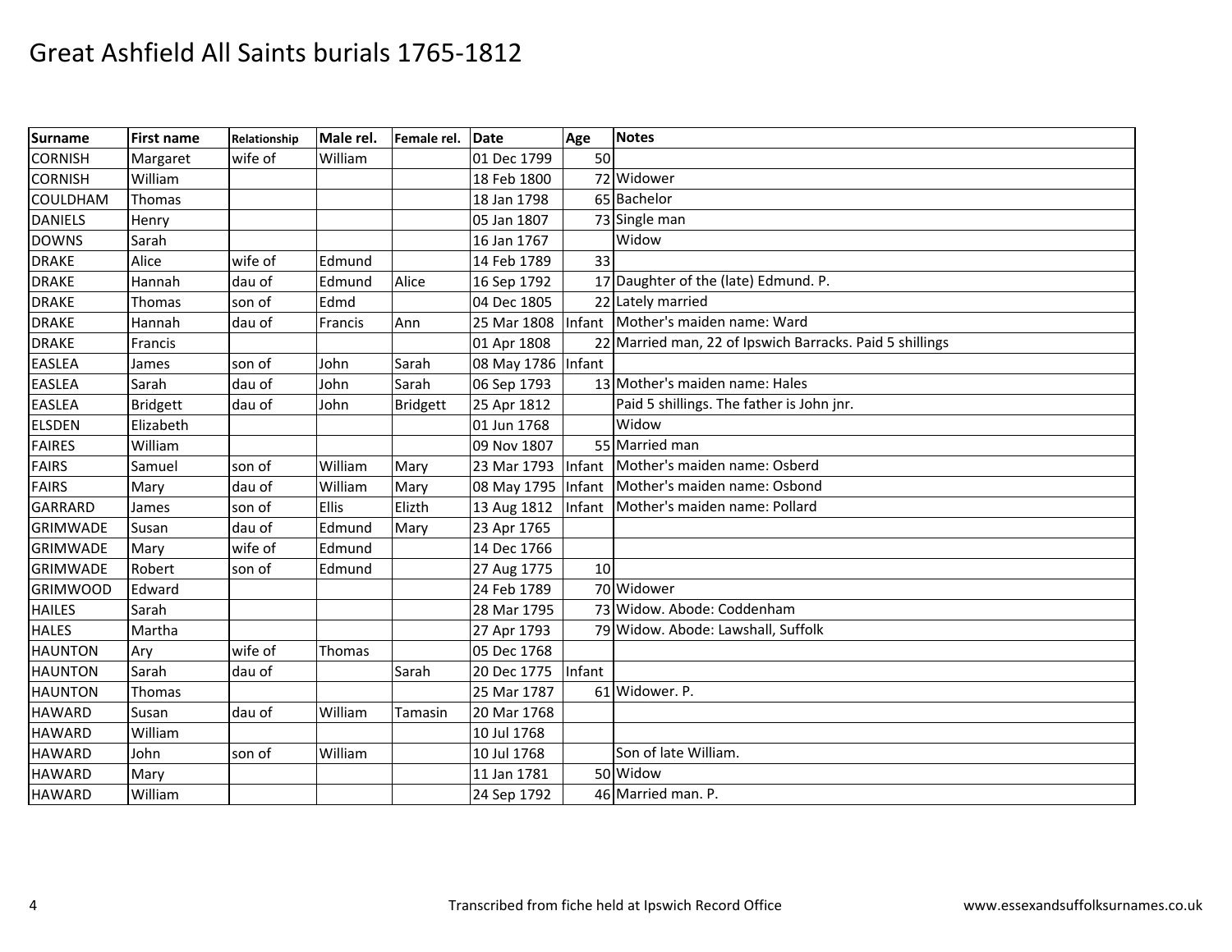# Great Ashfield All Saints burials 1765-1812

| Surname | First name | Relationship | Male rel. | Female rel. | Date | Age | Notes |
|---|---|---|---|---|---|---|---|
| CORNISH | Margaret | wife of | William | | 01 Dec 1799 | 50 | |
| CORNISH | William | | | | 18 Feb 1800 | 72 | Widower |
| COULDHAM | Thomas | | | | 18 Jan 1798 | 65 | Bachelor |
| DANIELS | Henry | | | | 05 Jan 1807 | 73 | Single man |
| DOWNS | Sarah | | | | 16 Jan 1767 | | Widow |
| DRAKE | Alice | wife of | Edmund | | 14 Feb 1789 | 33 | |
| DRAKE | Hannah | dau of | Edmund | Alice | 16 Sep 1792 | 17 | Daughter of the (late) Edmund. P. |
| DRAKE | Thomas | son of | Edmd | | 04 Dec 1805 | 22 | Lately married |
| DRAKE | Hannah | dau of | Francis | Ann | 25 Mar 1808 | Infant | Mother's maiden name: Ward |
| DRAKE | Francis | | | | 01 Apr 1808 | 22 | Married man, 22 of Ipswich Barracks. Paid 5 shillings |
| EASLEA | James | son of | John | Sarah | 08 May 1786 | Infant | |
| EASLEA | Sarah | dau of | John | Sarah | 06 Sep 1793 | 13 | Mother's maiden name: Hales |
| EASLEA | Bridgett | dau of | John | Bridgett | 25 Apr 1812 | | Paid 5 shillings. The father is John jnr. |
| ELSDEN | Elizabeth | | | | 01 Jun 1768 | | Widow |
| FAIRES | William | | | | 09 Nov 1807 | 55 | Married man |
| FAIRS | Samuel | son of | William | Mary | 23 Mar 1793 | Infant | Mother's maiden name: Osberd |
| FAIRS | Mary | dau of | William | Mary | 08 May 1795 | Infant | Mother's maiden name: Osbond |
| GARRARD | James | son of | Ellis | Elizth | 13 Aug 1812 | Infant | Mother's maiden name: Pollard |
| GRIMWADE | Susan | dau of | Edmund | Mary | 23 Apr 1765 | | |
| GRIMWADE | Mary | wife of | Edmund | | 14 Dec 1766 | | |
| GRIMWADE | Robert | son of | Edmund | | 27 Aug 1775 | 10 | |
| GRIMWOOD | Edward | | | | 24 Feb 1789 | 70 | Widower |
| HAILES | Sarah | | | | 28 Mar 1795 | 73 | Widow. Abode: Coddenham |
| HALES | Martha | | | | 27 Apr 1793 | 79 | Widow. Abode: Lawshall, Suffolk |
| HAUNTON | Ary | wife of | Thomas | | 05 Dec 1768 | | |
| HAUNTON | Sarah | dau of | | Sarah | 20 Dec 1775 | Infant | |
| HAUNTON | Thomas | | | | 25 Mar 1787 | 61 | Widower. P. |
| HAWARD | Susan | dau of | William | Tamasin | 20 Mar 1768 | | |
| HAWARD | William | | | | 10 Jul 1768 | | |
| HAWARD | John | son of | William | | 10 Jul 1768 | | Son of late William. |
| HAWARD | Mary | | | | 11 Jan 1781 | 50 | Widow |
| HAWARD | William | | | | 24 Sep 1792 | 46 | Married man. P. |

Transcribed from fiche held at Ipswich Record Office — www.essexandsuffolksurnames.co.uk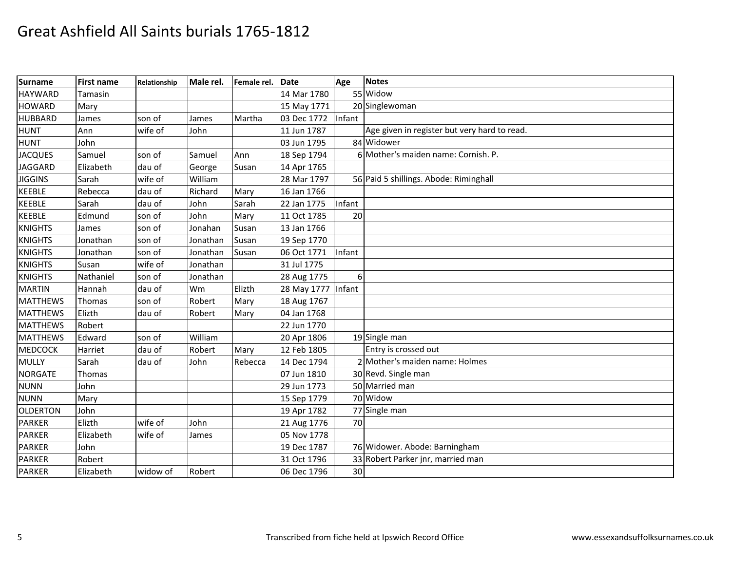# Great Ashfield All Saints burials 1765-1812

| Surname | First name | Relationship | Male rel. | Female rel. | Date | Age | Notes |
|---|---|---|---|---|---|---|---|
| HAYWARD | Tamasin | | | | 14 Mar 1780 | 55 | Widow |
| HOWARD | Mary | | | | 15 May 1771 | 20 | Singlewoman |
| HUBBARD | James | son of | James | Martha | 03 Dec 1772 | Infant | |
| HUNT | Ann | wife of | John | | 11 Jun 1787 | | Age given in register but very hard to read. |
| HUNT | John | | | | 03 Jun 1795 | 84 | Widower |
| JACQUES | Samuel | son of | Samuel | Ann | 18 Sep 1794 | 6 | Mother's maiden name: Cornish. P. |
| JAGGARD | Elizabeth | dau of | George | Susan | 14 Apr 1765 | | |
| JIGGINS | Sarah | wife of | William | | 28 Mar 1797 | 56 | Paid 5 shillings. Abode: Riminghall |
| KEEBLE | Rebecca | dau of | Richard | Mary | 16 Jan 1766 | | |
| KEEBLE | Sarah | dau of | John | Sarah | 22 Jan 1775 | Infant | |
| KEEBLE | Edmund | son of | John | Mary | 11 Oct 1785 | 20 | |
| KNIGHTS | James | son of | Jonahan | Susan | 13 Jan 1766 | | |
| KNIGHTS | Jonathan | son of | Jonathan | Susan | 19 Sep 1770 | | |
| KNIGHTS | Jonathan | son of | Jonathan | Susan | 06 Oct 1771 | Infant | |
| KNIGHTS | Susan | wife of | Jonathan | | 31 Jul 1775 | | |
| KNIGHTS | Nathaniel | son of | Jonathan | | 28 Aug 1775 | 6 | |
| MARTIN | Hannah | dau of | Wm | Elizth | 28 May 1777 | Infant | |
| MATTHEWS | Thomas | son of | Robert | Mary | 18 Aug 1767 | | |
| MATTHEWS | Elizth | dau of | Robert | Mary | 04 Jan 1768 | | |
| MATTHEWS | Robert | | | | 22 Jun 1770 | | |
| MATTHEWS | Edward | son of | William | | 20 Apr 1806 | 19 | Single man |
| MEDCOCK | Harriet | dau of | Robert | Mary | 12 Feb 1805 | | Entry is crossed out |
| MULLY | Sarah | dau of | John | Rebecca | 14 Dec 1794 | 2 | Mother's maiden name: Holmes |
| NORGATE | Thomas | | | | 07 Jun 1810 | 30 | Revd. Single man |
| NUNN | John | | | | 29 Jun 1773 | 50 | Married man |
| NUNN | Mary | | | | 15 Sep 1779 | 70 | Widow |
| OLDERTON | John | | | | 19 Apr 1782 | 77 | Single man |
| PARKER | Elizth | wife of | John | | 21 Aug 1776 | 70 | |
| PARKER | Elizabeth | wife of | James | | 05 Nov 1778 | | |
| PARKER | John | | | | 19 Dec 1787 | 76 | Widower. Abode: Barningham |
| PARKER | Robert | | | | 31 Oct 1796 | 33 | Robert Parker jnr, married man |
| PARKER | Elizabeth | widow of | Robert | | 06 Dec 1796 | 30 | |

Transcribed from fiche held at Ipswich Record Office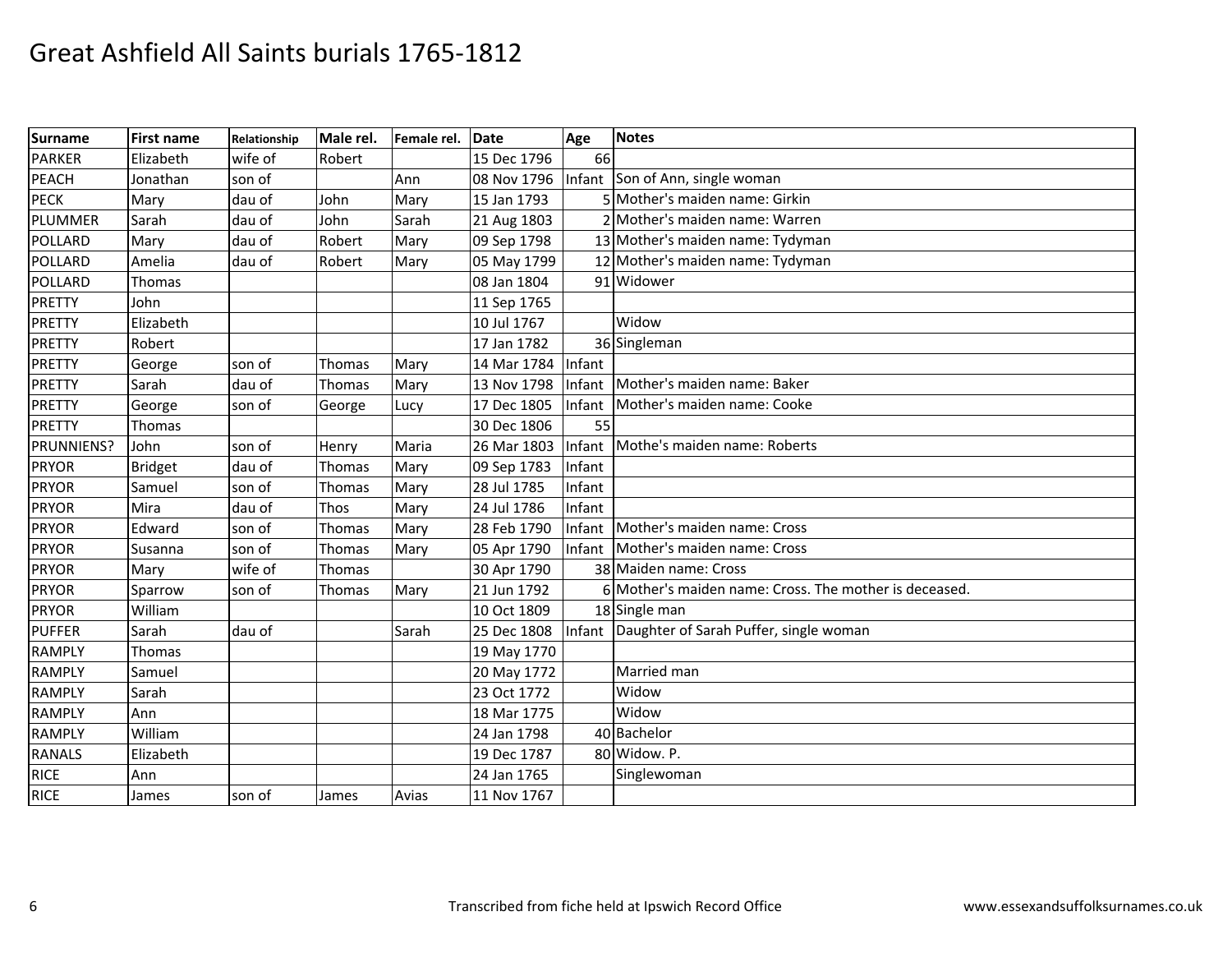# Great Ashfield All Saints burials 1765-1812

| Surname | First name | Relationship | Male rel. | Female rel. | Date | Age | Notes |
|---|---|---|---|---|---|---|---|
| PARKER | Elizabeth | wife of | Robert | | 15 Dec 1796 | 66 | |
| PEACH | Jonathan | son of | | Ann | 08 Nov 1796 | Infant | Son of Ann, single woman |
| PECK | Mary | dau of | John | Mary | 15 Jan 1793 | 5 | Mother's maiden name: Girkin |
| PLUMMER | Sarah | dau of | John | Sarah | 21 Aug 1803 | 2 | Mother's maiden name: Warren |
| POLLARD | Mary | dau of | Robert | Mary | 09 Sep 1798 | 13 | Mother's maiden name: Tydyman |
| POLLARD | Amelia | dau of | Robert | Mary | 05 May 1799 | 12 | Mother's maiden name: Tydyman |
| POLLARD | Thomas | | | | 08 Jan 1804 | 91 | Widower |
| PRETTY | John | | | | 11 Sep 1765 | | |
| PRETTY | Elizabeth | | | | 10 Jul 1767 | | Widow |
| PRETTY | Robert | | | | 17 Jan 1782 | 36 | Singleman |
| PRETTY | George | son of | Thomas | Mary | 14 Mar 1784 | Infant | |
| PRETTY | Sarah | dau of | Thomas | Mary | 13 Nov 1798 | Infant | Mother's maiden name: Baker |
| PRETTY | George | son of | George | Lucy | 17 Dec 1805 | Infant | Mother's maiden name: Cooke |
| PRETTY | Thomas | | | | 30 Dec 1806 | 55 | |
| PRUNNIENS? | John | son of | Henry | Maria | 26 Mar 1803 | Infant | Mothe's maiden name: Roberts |
| PRYOR | Bridget | dau of | Thomas | Mary | 09 Sep 1783 | Infant | |
| PRYOR | Samuel | son of | Thomas | Mary | 28 Jul 1785 | Infant | |
| PRYOR | Mira | dau of | Thos | Mary | 24 Jul 1786 | Infant | |
| PRYOR | Edward | son of | Thomas | Mary | 28 Feb 1790 | Infant | Mother's maiden name: Cross |
| PRYOR | Susanna | son of | Thomas | Mary | 05 Apr 1790 | Infant | Mother's maiden name: Cross |
| PRYOR | Mary | wife of | Thomas | | 30 Apr 1790 | 38 | Maiden name: Cross |
| PRYOR | Sparrow | son of | Thomas | Mary | 21 Jun 1792 | 6 | Mother's maiden name: Cross. The mother is deceased. |
| PRYOR | William | | | | 10 Oct 1809 | 18 | Single man |
| PUFFER | Sarah | dau of | | Sarah | 25 Dec 1808 | Infant | Daughter of Sarah Puffer, single woman |
| RAMPLY | Thomas | | | | 19 May 1770 | | |
| RAMPLY | Samuel | | | | 20 May 1772 | | Married man |
| RAMPLY | Sarah | | | | 23 Oct 1772 | | Widow |
| RAMPLY | Ann | | | | 18 Mar 1775 | | Widow |
| RAMPLY | William | | | | 24 Jan 1798 | 40 | Bachelor |
| RANALS | Elizabeth | | | | 19 Dec 1787 | 80 | Widow. P. |
| RICE | Ann | | | | 24 Jan 1765 | | Singlewoman |
| RICE | James | son of | James | Avias | 11 Nov 1767 | | |

Transcribed from fiche held at Ipswich Record Office www.essexandsuffolksurnames.co.uk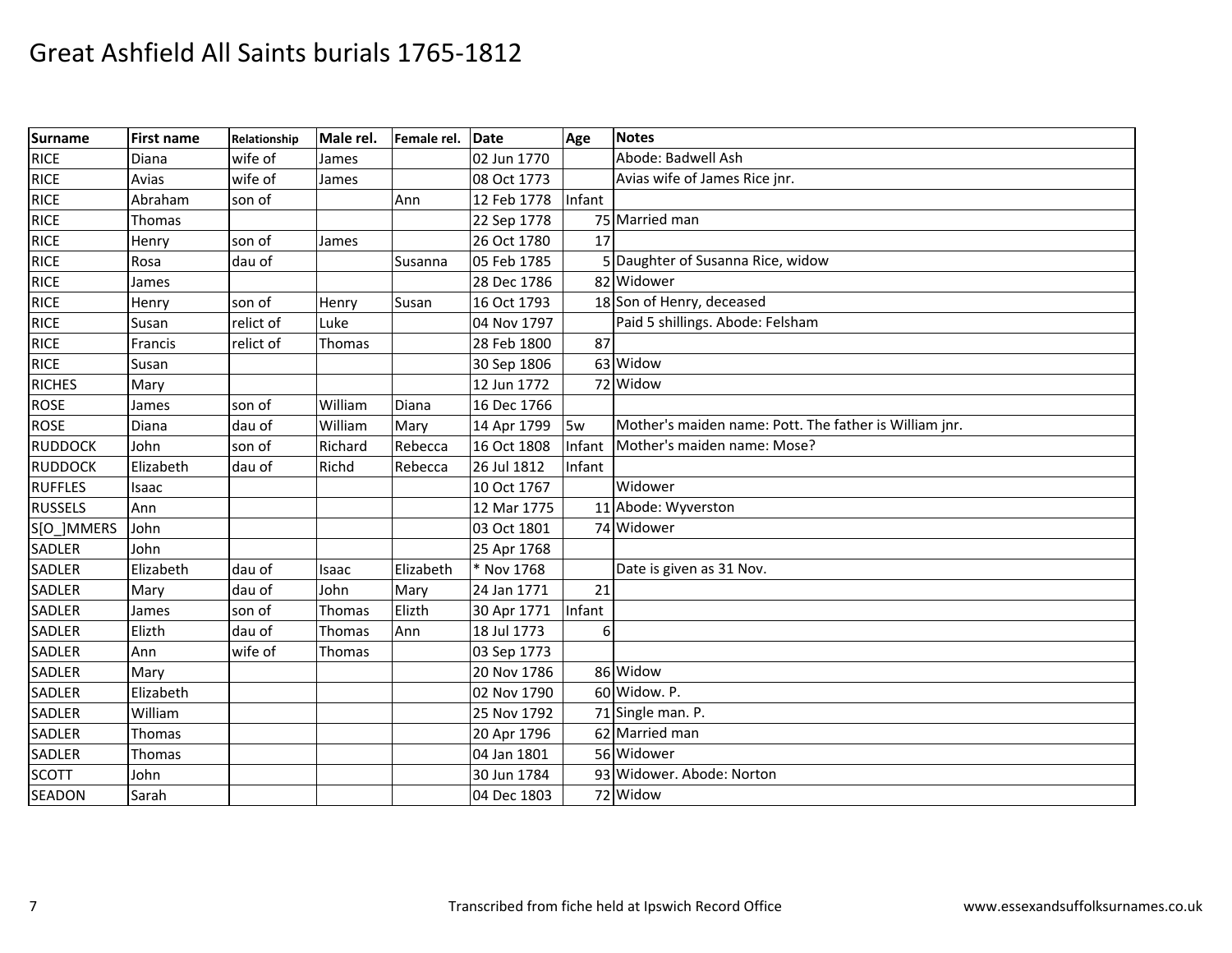# Great Ashfield All Saints burials 1765-1812

| Surname | First name | Relationship | Male rel. | Female rel. | Date | Age | Notes |
|---|---|---|---|---|---|---|---|
| RICE | Diana | wife of | James | | 02 Jun 1770 | | Abode: Badwell Ash |
| RICE | Avias | wife of | James | | 08 Oct 1773 | | Avias wife of James Rice jnr. |
| RICE | Abraham | son of | | Ann | 12 Feb 1778 | Infant | |
| RICE | Thomas | | | | 22 Sep 1778 | 75 | Married man |
| RICE | Henry | son of | James | | 26 Oct 1780 | 17 | |
| RICE | Rosa | dau of | | Susanna | 05 Feb 1785 | 5 | Daughter of Susanna Rice, widow |
| RICE | James | | | | 28 Dec 1786 | 82 | Widower |
| RICE | Henry | son of | Henry | Susan | 16 Oct 1793 | 18 | Son of Henry, deceased |
| RICE | Susan | relict of | Luke | | 04 Nov 1797 | | Paid 5 shillings. Abode: Felsham |
| RICE | Francis | relict of | Thomas | | 28 Feb 1800 | 87 | |
| RICE | Susan | | | | 30 Sep 1806 | 63 | Widow |
| RICHES | Mary | | | | 12 Jun 1772 | 72 | Widow |
| ROSE | James | son of | William | Diana | 16 Dec 1766 | | |
| ROSE | Diana | dau of | William | Mary | 14 Apr 1799 | 5w | Mother's maiden name: Pott. The father is William jnr. |
| RUDDOCK | John | son of | Richard | Rebecca | 16 Oct 1808 | Infant | Mother's maiden name: Mose? |
| RUDDOCK | Elizabeth | dau of | Richd | Rebecca | 26 Jul 1812 | Infant | |
| RUFFLES | Isaac | | | | 10 Oct 1767 | | Widower |
| RUSSELS | Ann | | | | 12 Mar 1775 | 11 | Abode: Wyverston |
| S[O_]MMERS | John | | | | 03 Oct 1801 | 74 | Widower |
| SADLER | John | | | | 25 Apr 1768 | | |
| SADLER | Elizabeth | dau of | Isaac | Elizabeth | * Nov 1768 | | Date is given as 31 Nov. |
| SADLER | Mary | dau of | John | Mary | 24 Jan 1771 | 21 | |
| SADLER | James | son of | Thomas | Elizth | 30 Apr 1771 | Infant | |
| SADLER | Elizth | dau of | Thomas | Ann | 18 Jul 1773 | 6 | |
| SADLER | Ann | wife of | Thomas | | 03 Sep 1773 | | |
| SADLER | Mary | | | | 20 Nov 1786 | 86 | Widow |
| SADLER | Elizabeth | | | | 02 Nov 1790 | 60 | Widow. P. |
| SADLER | William | | | | 25 Nov 1792 | 71 | Single man. P. |
| SADLER | Thomas | | | | 20 Apr 1796 | 62 | Married man |
| SADLER | Thomas | | | | 04 Jan 1801 | 56 | Widower |
| SCOTT | John | | | | 30 Jun 1784 | 93 | Widower. Abode: Norton |
| SEADON | Sarah | | | | 04 Dec 1803 | 72 | Widow |

Transcribed from fiche held at Ipswich Record Office www.essexandsuffolksurnames.co.uk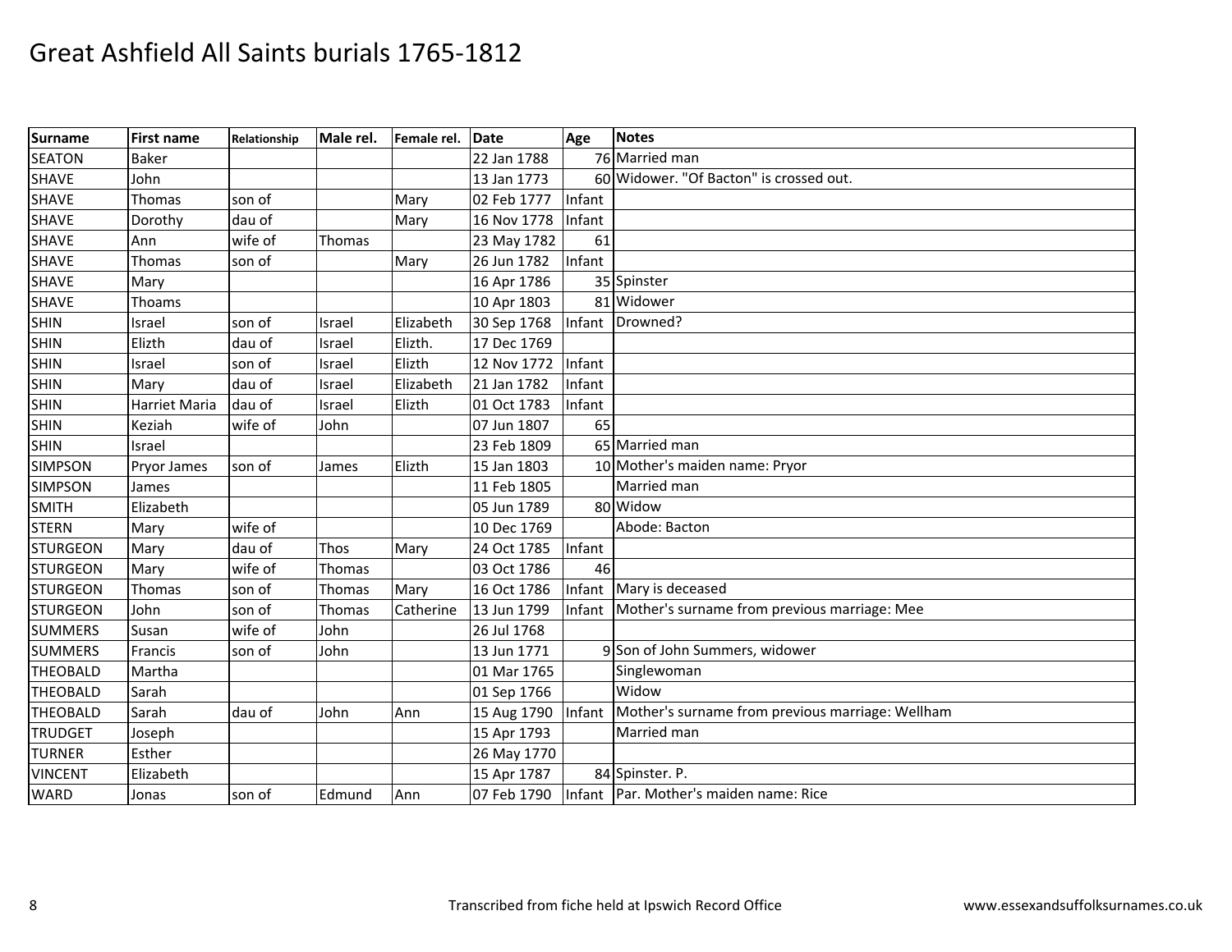# Great Ashfield All Saints burials 1765-1812

| Surname | First name | Relationship | Male rel. | Female rel. | Date | Age | Notes |
|---|---|---|---|---|---|---|---|
| SEATON | Baker | | | | 22 Jan 1788 | 76 | Married man |
| SHAVE | John | | | | 13 Jan 1773 | 60 | Widower. "Of Bacton" is crossed out. |
| SHAVE | Thomas | son of | | Mary | 02 Feb 1777 | Infant | |
| SHAVE | Dorothy | dau of | | Mary | 16 Nov 1778 | Infant | |
| SHAVE | Ann | wife of | Thomas | | 23 May 1782 | 61 | |
| SHAVE | Thomas | son of | | Mary | 26 Jun 1782 | Infant | |
| SHAVE | Mary | | | | 16 Apr 1786 | 35 | Spinster |
| SHAVE | Thoams | | | | 10 Apr 1803 | 81 | Widower |
| SHIN | Israel | son of | Israel | Elizabeth | 30 Sep 1768 | Infant | Drowned? |
| SHIN | Elizth | dau of | Israel | Elizth. | 17 Dec 1769 | | |
| SHIN | Israel | son of | Israel | Elizth | 12 Nov 1772 | Infant | |
| SHIN | Mary | dau of | Israel | Elizabeth | 21 Jan 1782 | Infant | |
| SHIN | Harriet Maria | dau of | Israel | Elizth | 01 Oct 1783 | Infant | |
| SHIN | Keziah | wife of | John | | 07 Jun 1807 | 65 | |
| SHIN | Israel | | | | 23 Feb 1809 | 65 | Married man |
| SIMPSON | Pryor James | son of | James | Elizth | 15 Jan 1803 | 10 | Mother's maiden name: Pryor |
| SIMPSON | James | | | | 11 Feb 1805 | | Married man |
| SMITH | Elizabeth | | | | 05 Jun 1789 | 80 | Widow |
| STERN | Mary | wife of | | | 10 Dec 1769 | | Abode: Bacton |
| STURGEON | Mary | dau of | Thos | Mary | 24 Oct 1785 | Infant | |
| STURGEON | Mary | wife of | Thomas | | 03 Oct 1786 | 46 | |
| STURGEON | Thomas | son of | Thomas | Mary | 16 Oct 1786 | Infant | Mary is deceased |
| STURGEON | John | son of | Thomas | Catherine | 13 Jun 1799 | Infant | Mother's surname from previous marriage: Mee |
| SUMMERS | Susan | wife of | John | | 26 Jul 1768 | | |
| SUMMERS | Francis | son of | John | | 13 Jun 1771 | 9 | Son of John Summers, widower |
| THEOBALD | Martha | | | | 01 Mar 1765 | | Singlewoman |
| THEOBALD | Sarah | | | | 01 Sep 1766 | | Widow |
| THEOBALD | Sarah | dau of | John | Ann | 15 Aug 1790 | Infant | Mother's surname from previous marriage: Wellham |
| TRUDGET | Joseph | | | | 15 Apr 1793 | | Married man |
| TURNER | Esther | | | | 26 May 1770 | | |
| VINCENT | Elizabeth | | | | 15 Apr 1787 | 84 | Spinster. P. |
| WARD | Jonas | son of | Edmund | Ann | 07 Feb 1790 | Infant | Par. Mother's maiden name: Rice |

Transcribed from fiche held at Ipswich Record Office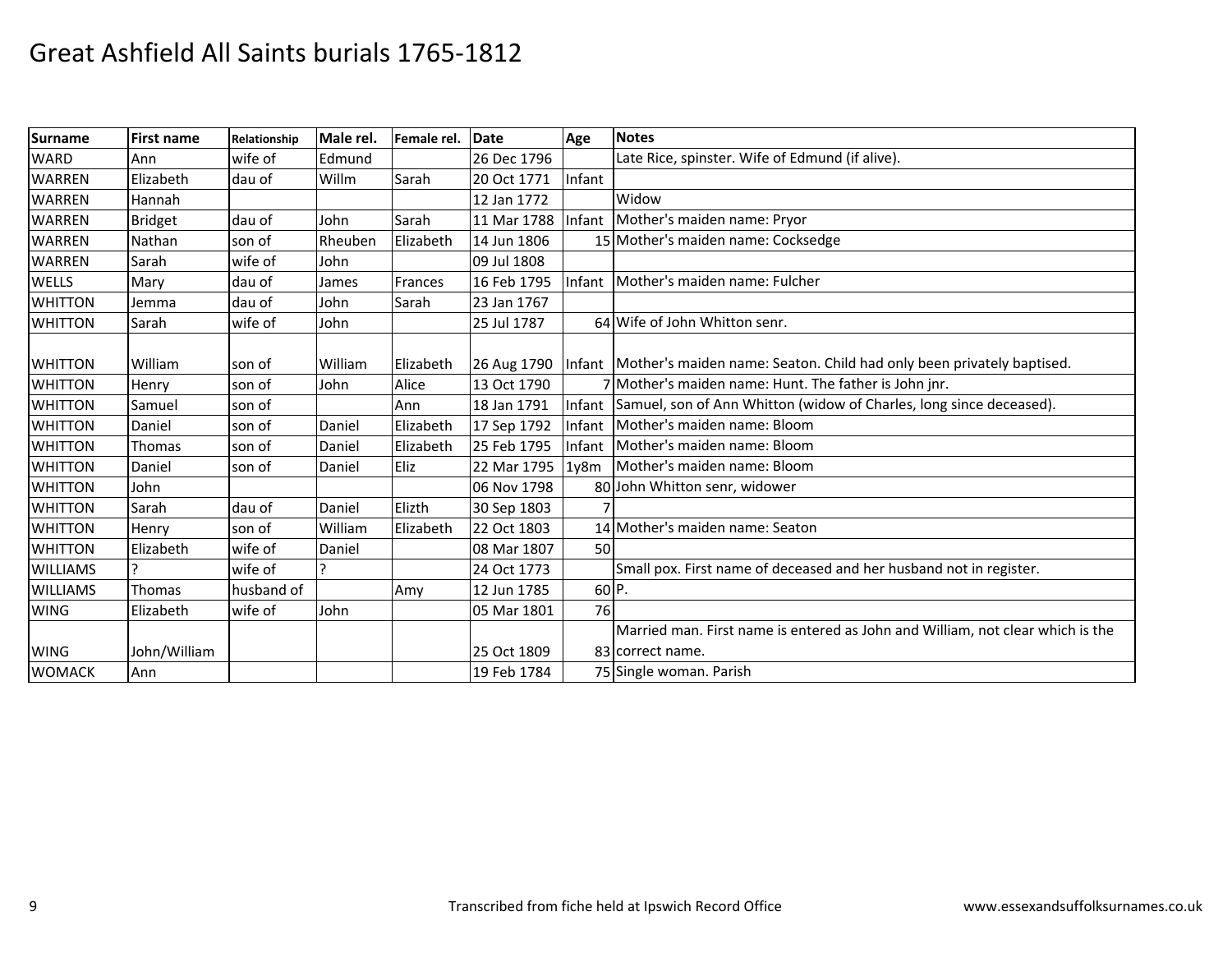# Great Ashfield All Saints burials 1765-1812

| Surname | First name | Relationship | Male rel. | Female rel. | Date | Age | Notes |
|---|---|---|---|---|---|---|---|
| WARD | Ann | wife of | Edmund | | 26 Dec 1796 | | Late Rice, spinster. Wife of Edmund (if alive). |
| WARREN | Elizabeth | dau of | Willm | Sarah | 20 Oct 1771 | Infant | |
| WARREN | Hannah | | | | 12 Jan 1772 | | Widow |
| WARREN | Bridget | dau of | John | Sarah | 11 Mar 1788 | Infant | Mother's maiden name: Pryor |
| WARREN | Nathan | son of | Rheuben | Elizabeth | 14 Jun 1806 | 15 | Mother's maiden name: Cocksedge |
| WARREN | Sarah | wife of | John | | 09 Jul 1808 | | |
| WELLS | Mary | dau of | James | Frances | 16 Feb 1795 | Infant | Mother's maiden name: Fulcher |
| WHITTON | Jemma | dau of | John | Sarah | 23 Jan 1767 | | |
| WHITTON | Sarah | wife of | John | | 25 Jul 1787 | 64 | Wife of John Whitton senr. |
| WHITTON | William | son of | William | Elizabeth | 26 Aug 1790 | Infant | Mother's maiden name: Seaton. Child had only been privately baptised. |
| WHITTON | Henry | son of | John | Alice | 13 Oct 1790 | 7 | Mother's maiden name: Hunt. The father is John jnr. |
| WHITTON | Samuel | son of | | Ann | 18 Jan 1791 | Infant | Samuel, son of Ann Whitton (widow of Charles, long since deceased). |
| WHITTON | Daniel | son of | Daniel | Elizabeth | 17 Sep 1792 | Infant | Mother's maiden name: Bloom |
| WHITTON | Thomas | son of | Daniel | Elizabeth | 25 Feb 1795 | Infant | Mother's maiden name: Bloom |
| WHITTON | Daniel | son of | Daniel | Eliz | 22 Mar 1795 | 1y8m | Mother's maiden name: Bloom |
| WHITTON | John | | | | 06 Nov 1798 | 80 | John Whitton senr, widower |
| WHITTON | Sarah | dau of | Daniel | Elizth | 30 Sep 1803 | 7 | |
| WHITTON | Henry | son of | William | Elizabeth | 22 Oct 1803 | 14 | Mother's maiden name: Seaton |
| WHITTON | Elizabeth | wife of | Daniel | | 08 Mar 1807 | 50 | |
| WILLIAMS | ? | wife of | ? | | 24 Oct 1773 | | Small pox. First name of deceased and her husband not in register. |
| WILLIAMS | Thomas | husband of | | Amy | 12 Jun 1785 | 60 | P. |
| WING | Elizabeth | wife of | John | | 05 Mar 1801 | 76 | |
| WING | John/William | | | | 25 Oct 1809 | 83 | Married man. First name is entered as John and William, not clear which is the correct name. |
| WOMACK | Ann | | | | 19 Feb 1784 | 75 | Single woman. Parish |

Transcribed from fiche held at Ipswich Record Office

www.essexandsuffolksurnames.co.uk